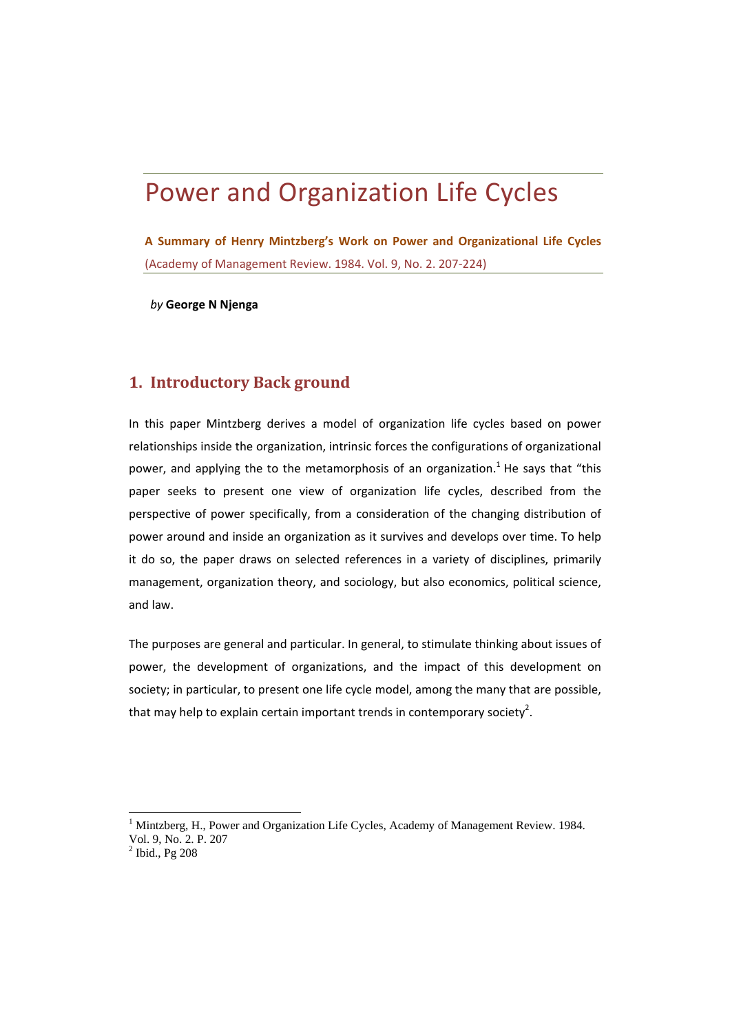# Power and Organization Life Cycles

**A Summary of Henry Mintzberg's Work on Power and Organizational Life Cycles**

(Academy of Management Review. 1984. Vol. 9, No. 2. 207-224)

*by* **George N Njenga**

## 1. Introductory Back ground

In this paper Mintzberg derives a model of organization life cycles based on power relationships inside the organization, intrinsic forces the configurations of organizational power, and applying the to the metamorphosis of an organization.[1] He says that "this paper seeks to present one view of organization life cycles, described from the perspective of power specifically, from a consideration of the changing distribution of power around and inside an organization as it survives and develops over time. To help it do so, the paper draws on selected references in a variety of disciplines, primarily management, organization theory, and sociology, but also economics, political science, and law.

The purposes are general and particular. In general, to stimulate thinking about issues of power, the development of organizations, and the impact of this development on society; in particular, to present one life cycle model, among the many that are possible, that may help to explain certain important trends in contemporary society[2].

---

[1] Mintzberg, H., Power and Organization Life Cycles, Academy of Management Review. 1984. Vol. 9, No. 2. P. 207

[2] Ibid., Pg 208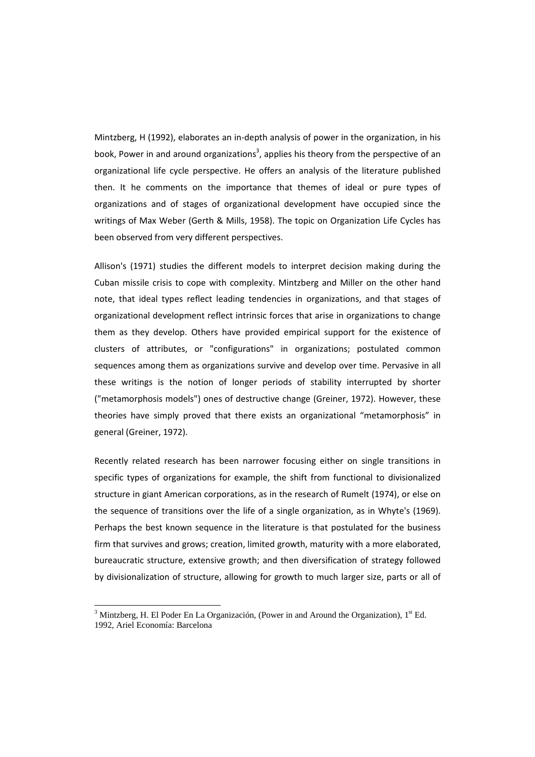Mintzberg, H (1992), elaborates an in-depth analysis of power in the organization, in his book, Power in and around organizations[3], applies his theory from the perspective of an organizational life cycle perspective. He offers an analysis of the literature published then. It he comments on the importance that themes of ideal or pure types of organizations and of stages of organizational development have occupied since the writings of Max Weber (Gerth & Mills, 1958). The topic on Organization Life Cycles has been observed from very different perspectives.

Allison's (1971) studies the different models to interpret decision making during the Cuban missile crisis to cope with complexity. Mintzberg and Miller on the other hand note, that ideal types reflect leading tendencies in organizations, and that stages of organizational development reflect intrinsic forces that arise in organizations to change them as they develop. Others have provided empirical support for the existence of clusters of attributes, or "configurations" in organizations; postulated common sequences among them as organizations survive and develop over time. Pervasive in all these writings is the notion of longer periods of stability interrupted by shorter ("metamorphosis models") ones of destructive change (Greiner, 1972). However, these theories have simply proved that there exists an organizational "metamorphosis" in general (Greiner, 1972).

Recently related research has been narrower focusing either on single transitions in specific types of organizations for example, the shift from functional to divisionalized structure in giant American corporations, as in the research of Rumelt (1974), or else on the sequence of transitions over the life of a single organization, as in Whyte's (1969). Perhaps the best known sequence in the literature is that postulated for the business firm that survives and grows; creation, limited growth, maturity with a more elaborated, bureaucratic structure, extensive growth; and then diversification of strategy followed by divisionalization of structure, allowing for growth to much larger size, parts or all of

[3] Mintzberg, H. El Poder En La Organización, (Power in and Around the Organization), 1st Ed. 1992, Ariel Economía: Barcelona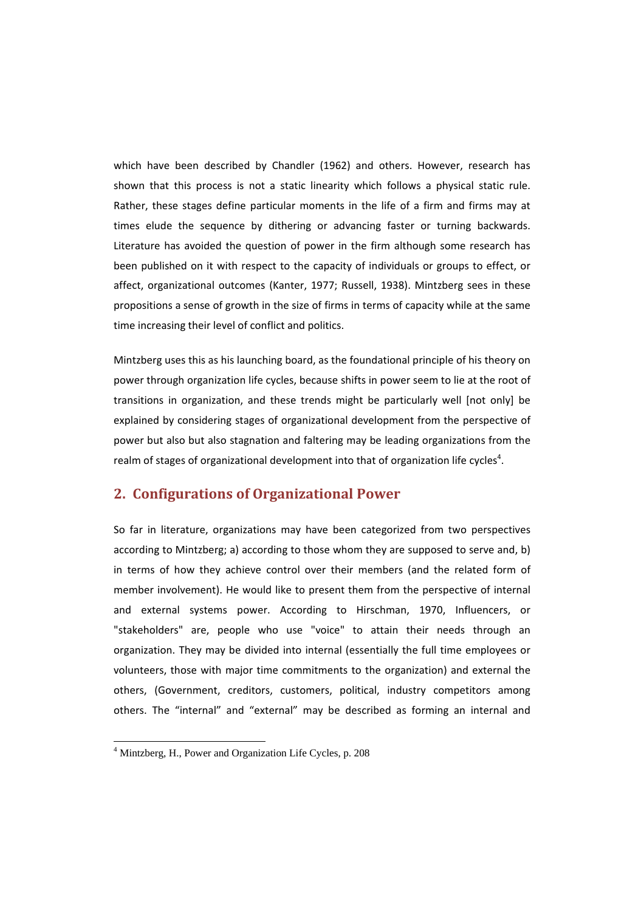which have been described by Chandler (1962) and others. However, research has shown that this process is not a static linearity which follows a physical static rule. Rather, these stages define particular moments in the life of a firm and firms may at times elude the sequence by dithering or advancing faster or turning backwards. Literature has avoided the question of power in the firm although some research has been published on it with respect to the capacity of individuals or groups to effect, or affect, organizational outcomes (Kanter, 1977; Russell, 1938). Mintzberg sees in these propositions a sense of growth in the size of firms in terms of capacity while at the same time increasing their level of conflict and politics.

Mintzberg uses this as his launching board, as the foundational principle of his theory on power through organization life cycles, because shifts in power seem to lie at the root of transitions in organization, and these trends might be particularly well [not only] be explained by considering stages of organizational development from the perspective of power but also but also stagnation and faltering may be leading organizations from the realm of stages of organizational development into that of organization life cycles[4].

## 2. Configurations of Organizational Power

So far in literature, organizations may have been categorized from two perspectives according to Mintzberg; a) according to those whom they are supposed to serve and, b) in terms of how they achieve control over their members (and the related form of member involvement). He would like to present them from the perspective of internal and external systems power. According to Hirschman, 1970, Influencers, or "stakeholders" are, people who use "voice" to attain their needs through an organization. They may be divided into internal (essentially the full time employees or volunteers, those with major time commitments to the organization) and external the others, (Government, creditors, customers, political, industry competitors among others. The “internal” and “external” may be described as forming an internal and

---

[4] Mintzberg, H., Power and Organization Life Cycles, p. 208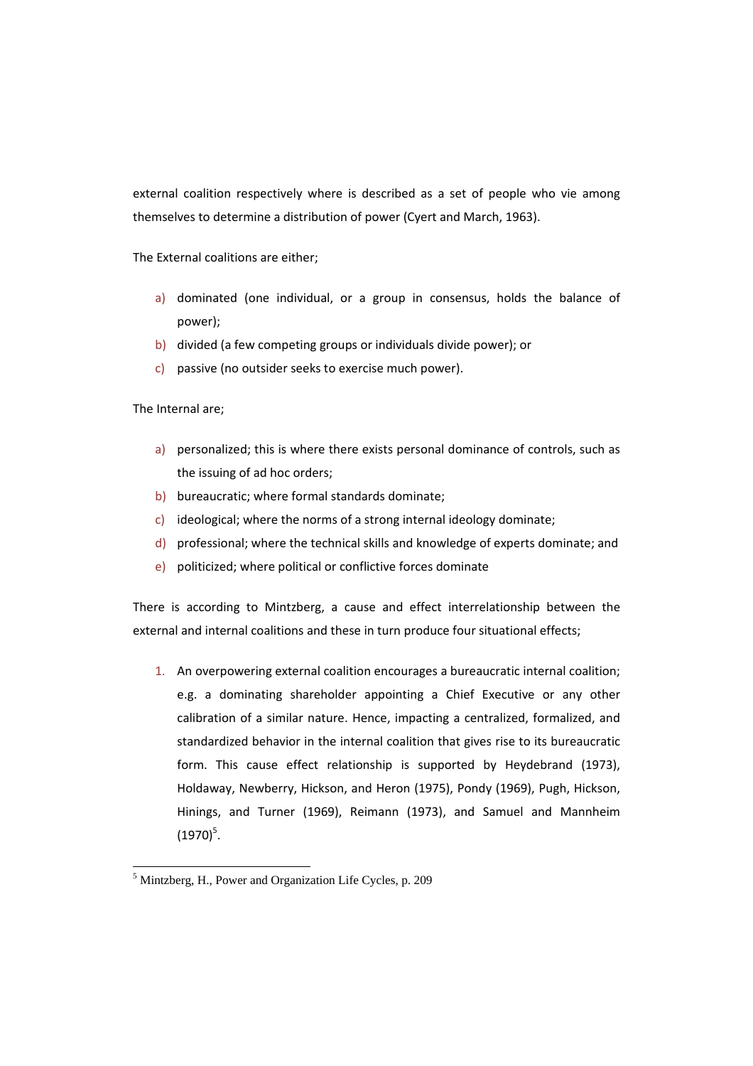external coalition respectively where is described as a set of people who vie among themselves to determine a distribution of power (Cyert and March, 1963).

The External coalitions are either;

a) dominated (one individual, or a group in consensus, holds the balance of power);
b) divided (a few competing groups or individuals divide power); or
c) passive (no outsider seeks to exercise much power).

The Internal are;

a) personalized; this is where there exists personal dominance of controls, such as the issuing of ad hoc orders;
b) bureaucratic; where formal standards dominate;
c) ideological; where the norms of a strong internal ideology dominate;
d) professional; where the technical skills and knowledge of experts dominate; and
e) politicized; where political or conflictive forces dominate

There is according to Mintzberg, a cause and effect interrelationship between the external and internal coalitions and these in turn produce four situational effects;

1. An overpowering external coalition encourages a bureaucratic internal coalition; e.g. a dominating shareholder appointing a Chief Executive or any other calibration of a similar nature. Hence, impacting a centralized, formalized, and standardized behavior in the internal coalition that gives rise to its bureaucratic form. This cause effect relationship is supported by Heydebrand (1973), Holdaway, Newberry, Hickson, and Heron (1975), Pondy (1969), Pugh, Hickson, Hinings, and Turner (1969), Reimann (1973), and Samuel and Mannheim (1970)[5].

[5] Mintzberg, H., Power and Organization Life Cycles, p. 209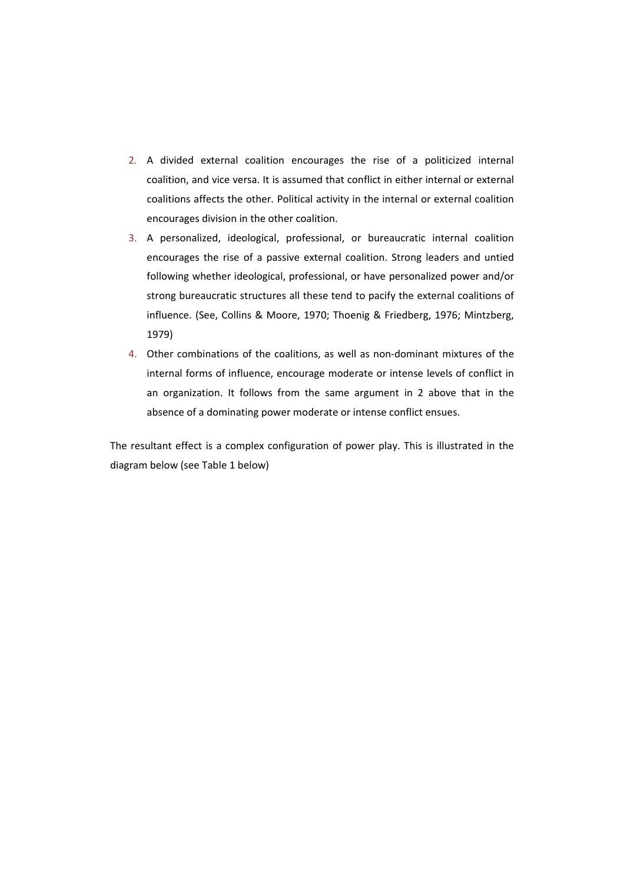2. A divided external coalition encourages the rise of a politicized internal coalition, and vice versa. It is assumed that conflict in either internal or external coalitions affects the other. Political activity in the internal or external coalition encourages division in the other coalition.
3. A personalized, ideological, professional, or bureaucratic internal coalition encourages the rise of a passive external coalition. Strong leaders and untied following whether ideological, professional, or have personalized power and/or strong bureaucratic structures all these tend to pacify the external coalitions of influence. (See, Collins & Moore, 1970; Thoenig & Friedberg, 1976; Mintzberg, 1979)
4. Other combinations of the coalitions, as well as non-dominant mixtures of the internal forms of influence, encourage moderate or intense levels of conflict in an organization. It follows from the same argument in 2 above that in the absence of a dominating power moderate or intense conflict ensues.

The resultant effect is a complex configuration of power play. This is illustrated in the diagram below (see Table 1 below)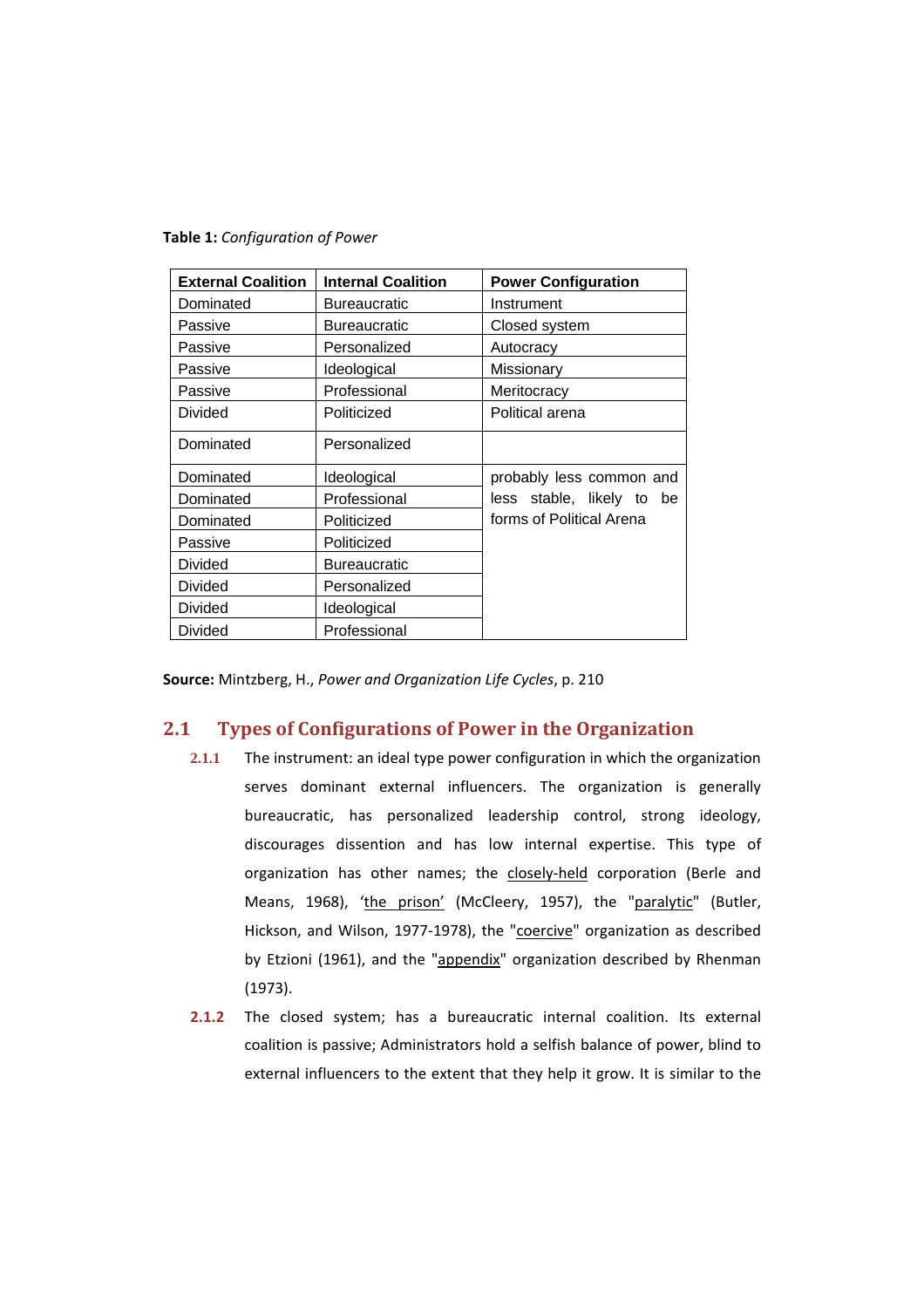**Table 1:** *Configuration of Power*

| External Coalition | Internal Coalition | Power Configuration |
|---|---|---|
| Dominated | Bureaucratic | Instrument |
| Passive | Bureaucratic | Closed system |
| Passive | Personalized | Autocracy |
| Passive | Ideological | Missionary |
| Passive | Professional | Meritocracy |
| Divided | Politicized | Political arena |
| Dominated | Personalized | |
| Dominated | Ideological | probably less common and less stable, likely to be forms of Political Arena |
| Dominated | Professional | |
| Dominated | Politicized | |
| Passive | Politicized | |
| Divided | Bureaucratic | |
| Divided | Personalized | |
| Divided | Ideological | |
| Divided | Professional | |

**Source:** Mintzberg, H., *Power and Organization Life Cycles*, p. 210

## 2.1 Types of Configurations of Power in the Organization

2.1.1 The instrument: an ideal type power configuration in which the organization serves dominant external influencers. The organization is generally bureaucratic, has personalized leadership control, strong ideology, discourages dissention and has low internal expertise. This type of organization has other names; the closely-held corporation (Berle and Means, 1968), 'the prison' (McCleery, 1957), the "paralytic" (Butler, Hickson, and Wilson, 1977-1978), the "coercive" organization as described by Etzioni (1961), and the "appendix" organization described by Rhenman (1973).

2.1.2 The closed system; has a bureaucratic internal coalition. Its external coalition is passive; Administrators hold a selfish balance of power, blind to external influencers to the extent that they help it grow. It is similar to the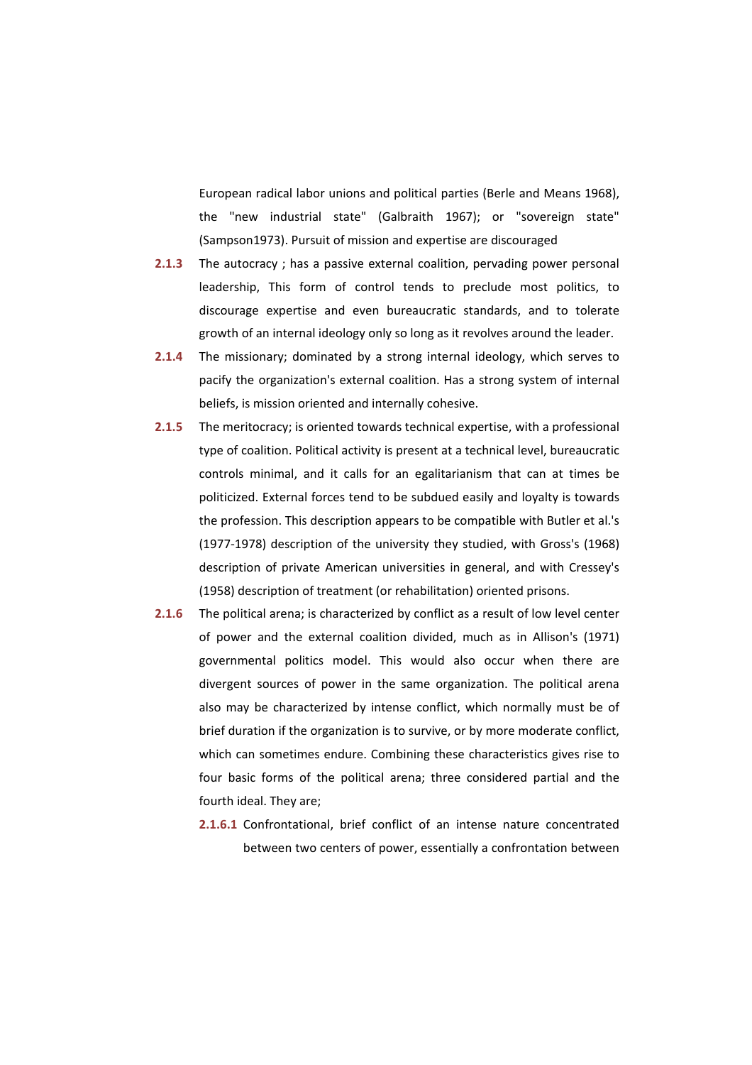European radical labor unions and political parties (Berle and Means 1968), the "new industrial state" (Galbraith 1967); or "sovereign state" (Sampson1973). Pursuit of mission and expertise are discouraged

**2.1.3** The autocracy ; has a passive external coalition, pervading power personal leadership, This form of control tends to preclude most politics, to discourage expertise and even bureaucratic standards, and to tolerate growth of an internal ideology only so long as it revolves around the leader.

**2.1.4** The missionary; dominated by a strong internal ideology, which serves to pacify the organization's external coalition. Has a strong system of internal beliefs, is mission oriented and internally cohesive.

**2.1.5** The meritocracy; is oriented towards technical expertise, with a professional type of coalition. Political activity is present at a technical level, bureaucratic controls minimal, and it calls for an egalitarianism that can at times be politicized. External forces tend to be subdued easily and loyalty is towards the profession. This description appears to be compatible with Butler et al.'s (1977-1978) description of the university they studied, with Gross's (1968) description of private American universities in general, and with Cressey's (1958) description of treatment (or rehabilitation) oriented prisons.

**2.1.6** The political arena; is characterized by conflict as a result of low level center of power and the external coalition divided, much as in Allison's (1971) governmental politics model. This would also occur when there are divergent sources of power in the same organization. The political arena also may be characterized by intense conflict, which normally must be of brief duration if the organization is to survive, or by more moderate conflict, which can sometimes endure. Combining these characteristics gives rise to four basic forms of the political arena; three considered partial and the fourth ideal. They are;

**2.1.6.1** Confrontational, brief conflict of an intense nature concentrated between two centers of power, essentially a confrontation between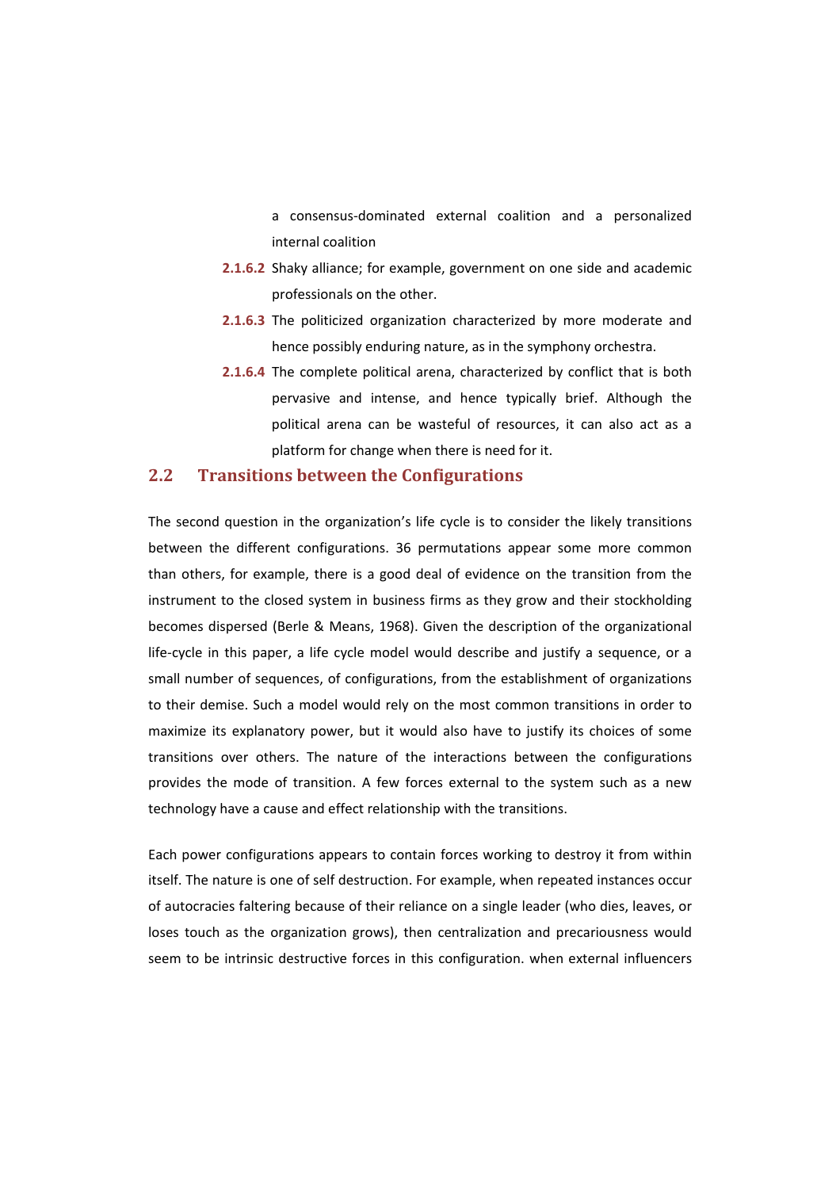a consensus-dominated external coalition and a personalized internal coalition

**2.1.6.2** Shaky alliance; for example, government on one side and academic professionals on the other.

**2.1.6.3** The politicized organization characterized by more moderate and hence possibly enduring nature, as in the symphony orchestra.

**2.1.6.4** The complete political arena, characterized by conflict that is both pervasive and intense, and hence typically brief. Although the political arena can be wasteful of resources, it can also act as a platform for change when there is need for it.

## 2.2 Transitions between the Configurations

The second question in the organization's life cycle is to consider the likely transitions between the different configurations. 36 permutations appear some more common than others, for example, there is a good deal of evidence on the transition from the instrument to the closed system in business firms as they grow and their stockholding becomes dispersed (Berle & Means, 1968). Given the description of the organizational life-cycle in this paper, a life cycle model would describe and justify a sequence, or a small number of sequences, of configurations, from the establishment of organizations to their demise. Such a model would rely on the most common transitions in order to maximize its explanatory power, but it would also have to justify its choices of some transitions over others. The nature of the interactions between the configurations provides the mode of transition. A few forces external to the system such as a new technology have a cause and effect relationship with the transitions.

Each power configurations appears to contain forces working to destroy it from within itself. The nature is one of self destruction. For example, when repeated instances occur of autocracies faltering because of their reliance on a single leader (who dies, leaves, or loses touch as the organization grows), then centralization and precariousness would seem to be intrinsic destructive forces in this configuration. when external influencers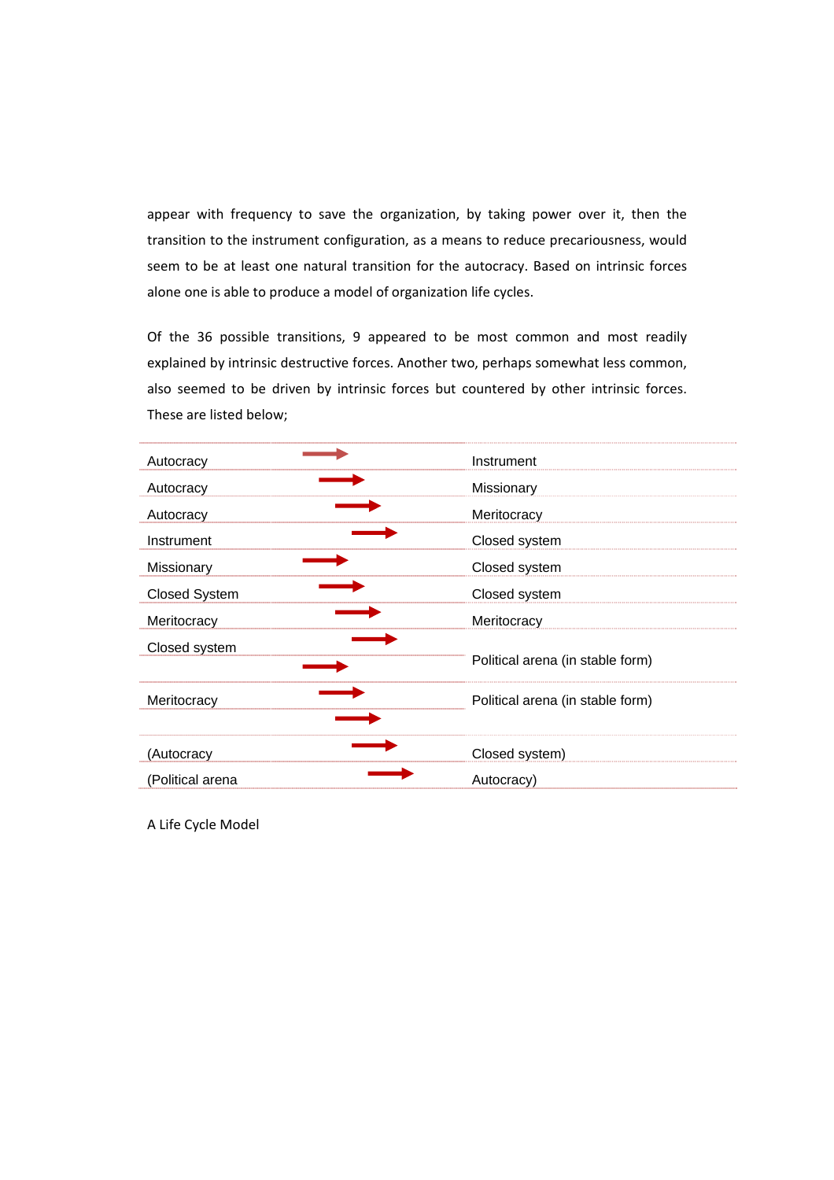appear with frequency to save the organization, by taking power over it, then the transition to the instrument configuration, as a means to reduce precariousness, would seem to be at least one natural transition for the autocracy. Based on intrinsic forces alone one is able to produce a model of organization life cycles.

Of the 36 possible transitions, 9 appeared to be most common and most readily explained by intrinsic destructive forces. Another two, perhaps somewhat less common, also seemed to be driven by intrinsic forces but countered by other intrinsic forces. These are listed below;

| From | | To |
|---|---|---|
| Autocracy | → | Instrument |
| Autocracy | → | Missionary |
| Autocracy | → | Meritocracy |
| Instrument | → | Closed system |
| Missionary | → | Closed system |
| Closed System | → | Closed system |
| Meritocracy | → | Meritocracy |
| Closed system | → | Political arena (in stable form) |
| Meritocracy | → | Political arena (in stable form) |
| (Autocracy | → | Closed system) |
| (Political arena | → | Autocracy) |

A Life Cycle Model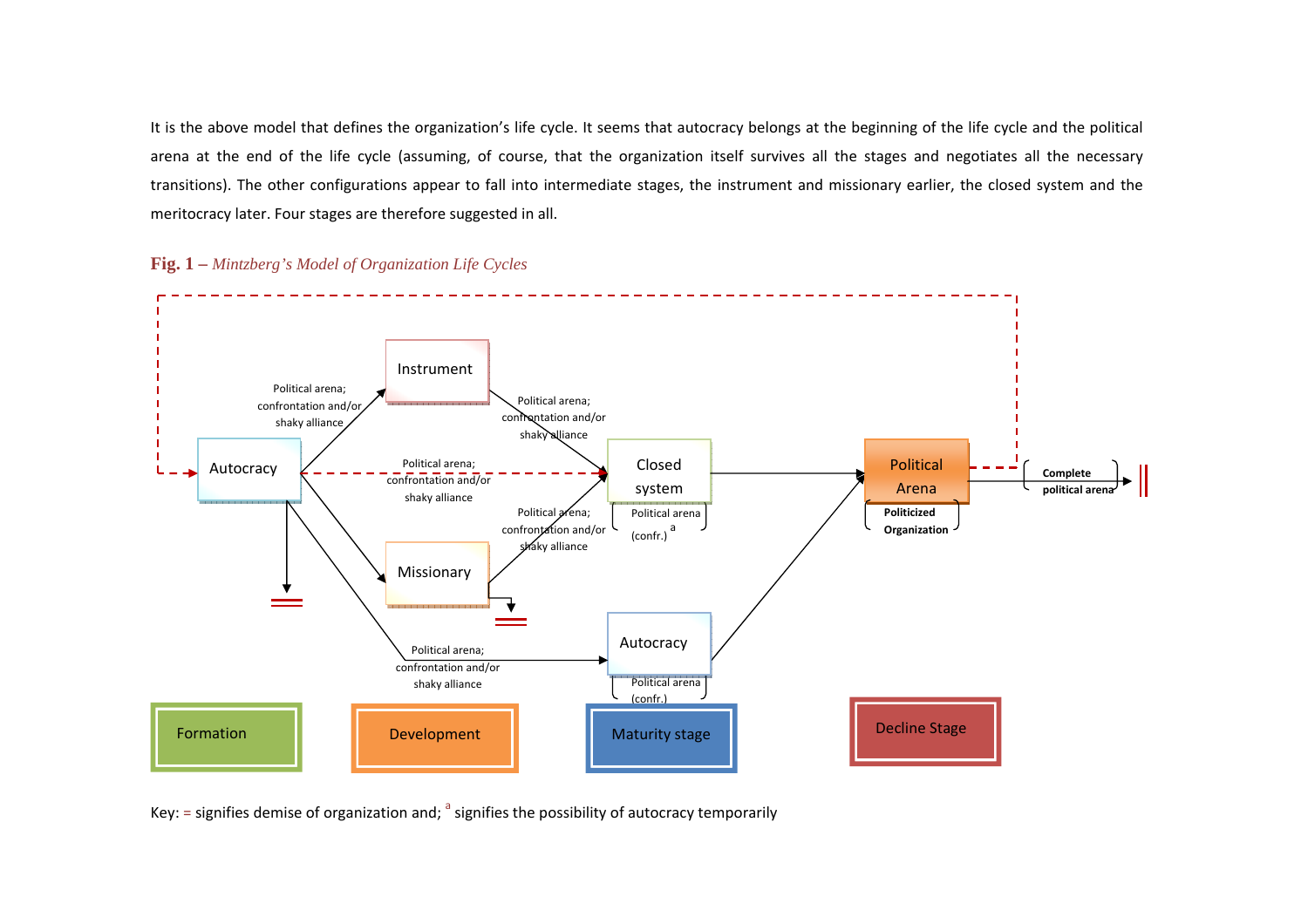It is the above model that defines the organization's life cycle. It seems that autocracy belongs at the beginning of the life cycle and the political arena at the end of the life cycle (assuming, of course, that the organization itself survives all the stages and negotiates all the necessary transitions). The other configurations appear to fall into intermediate stages, the instrument and missionary earlier, the closed system and the meritocracy later. Four stages are therefore suggested in all.

**Fig. 1 –** *Mintzberg's Model of Organization Life Cycles*

Autocracy

Instrument

Missionary

Closed system

Political arena (confr.) [a]

Autocracy

Political arena (confr.)

Political Arena

Politicized Organization

Complete political arena

Political arena; confrontation and/or shaky alliance

Formation

Development

Maturity stage

Decline Stage

Key: = signifies demise of organization and; [a] signifies the possibility of autocracy temporarily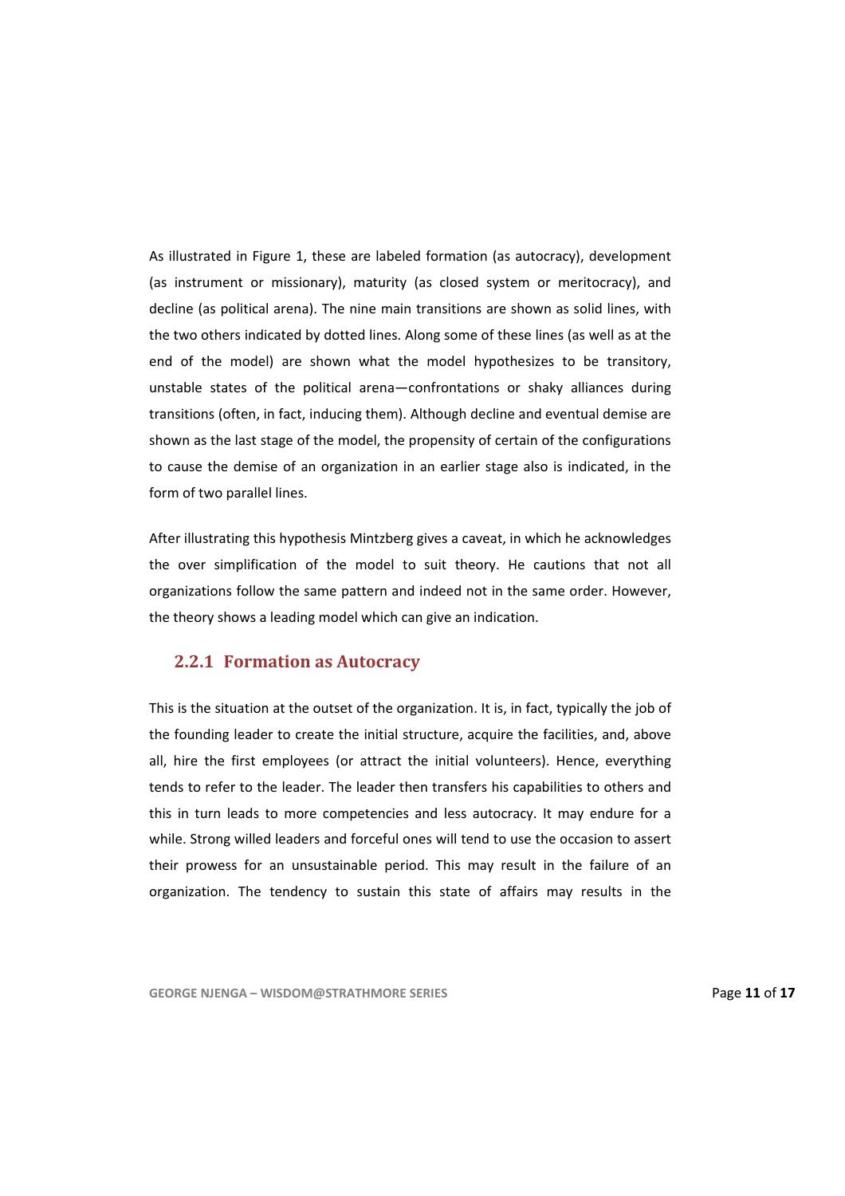As illustrated in Figure 1, these are labeled formation (as autocracy), development (as instrument or missionary), maturity (as closed system or meritocracy), and decline (as political arena). The nine main transitions are shown as solid lines, with the two others indicated by dotted lines. Along some of these lines (as well as at the end of the model) are shown what the model hypothesizes to be transitory, unstable states of the political arena—confrontations or shaky alliances during transitions (often, in fact, inducing them). Although decline and eventual demise are shown as the last stage of the model, the propensity of certain of the configurations to cause the demise of an organization in an earlier stage also is indicated, in the form of two parallel lines.

After illustrating this hypothesis Mintzberg gives a caveat, in which he acknowledges the over simplification of the model to suit theory. He cautions that not all organizations follow the same pattern and indeed not in the same order. However, the theory shows a leading model which can give an indication.

### 2.2.1 Formation as Autocracy

This is the situation at the outset of the organization. It is, in fact, typically the job of the founding leader to create the initial structure, acquire the facilities, and, above all, hire the first employees (or attract the initial volunteers). Hence, everything tends to refer to the leader. The leader then transfers his capabilities to others and this in turn leads to more competencies and less autocracy. It may endure for a while. Strong willed leaders and forceful ones will tend to use the occasion to assert their prowess for an unsustainable period. This may result in the failure of an organization. The tendency to sustain this state of affairs may results in the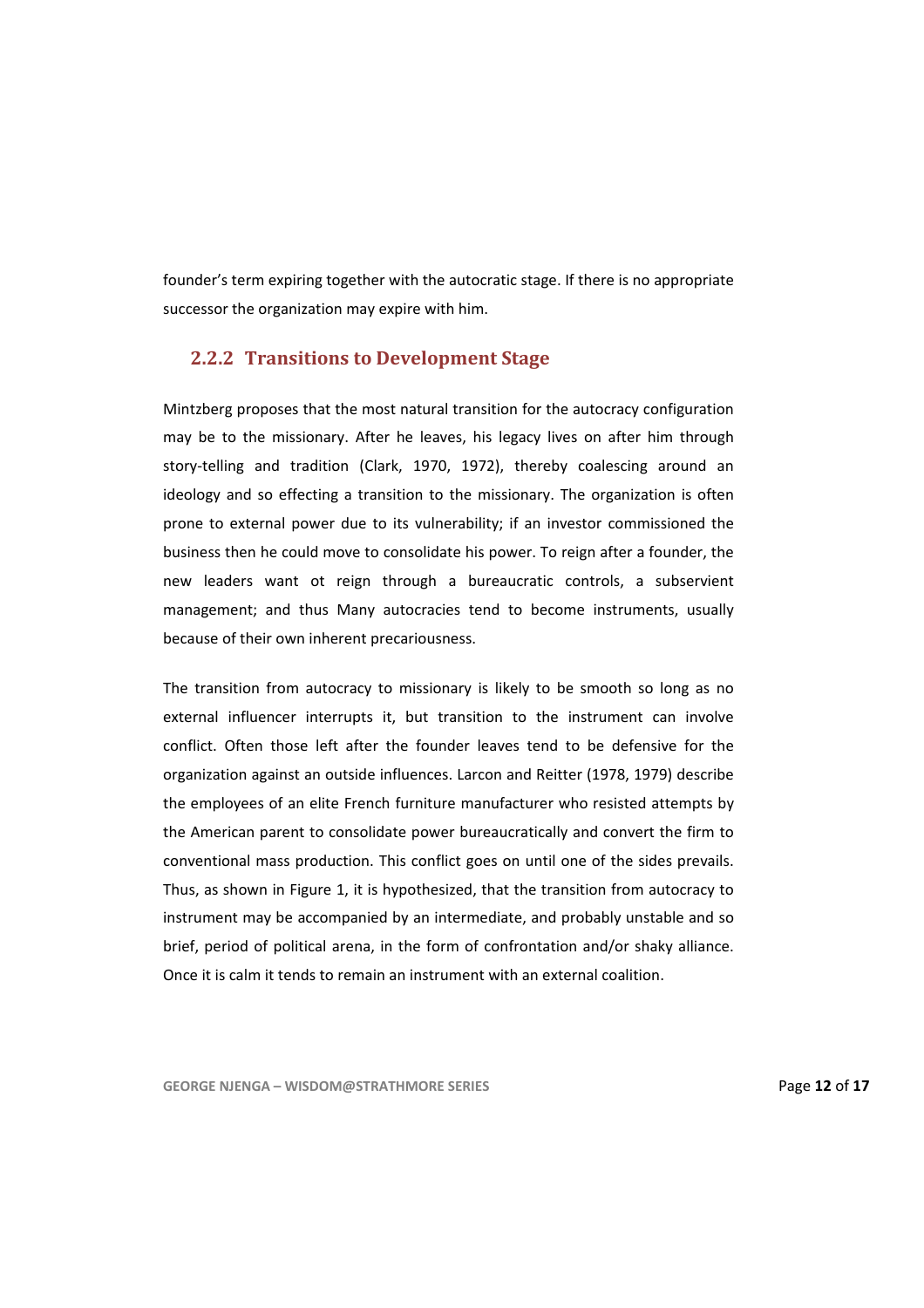founder's term expiring together with the autocratic stage. If there is no appropriate successor the organization may expire with him.

### 2.2.2 Transitions to Development Stage

Mintzberg proposes that the most natural transition for the autocracy configuration may be to the missionary. After he leaves, his legacy lives on after him through story-telling and tradition (Clark, 1970, 1972), thereby coalescing around an ideology and so effecting a transition to the missionary. The organization is often prone to external power due to its vulnerability; if an investor commissioned the business then he could move to consolidate his power. To reign after a founder, the new leaders want ot reign through a bureaucratic controls, a subservient management; and thus Many autocracies tend to become instruments, usually because of their own inherent precariousness.

The transition from autocracy to missionary is likely to be smooth so long as no external influencer interrupts it, but transition to the instrument can involve conflict. Often those left after the founder leaves tend to be defensive for the organization against an outside influences. Larcon and Reitter (1978, 1979) describe the employees of an elite French furniture manufacturer who resisted attempts by the American parent to consolidate power bureaucratically and convert the firm to conventional mass production. This conflict goes on until one of the sides prevails. Thus, as shown in Figure 1, it is hypothesized, that the transition from autocracy to instrument may be accompanied by an intermediate, and probably unstable and so brief, period of political arena, in the form of confrontation and/or shaky alliance. Once it is calm it tends to remain an instrument with an external coalition.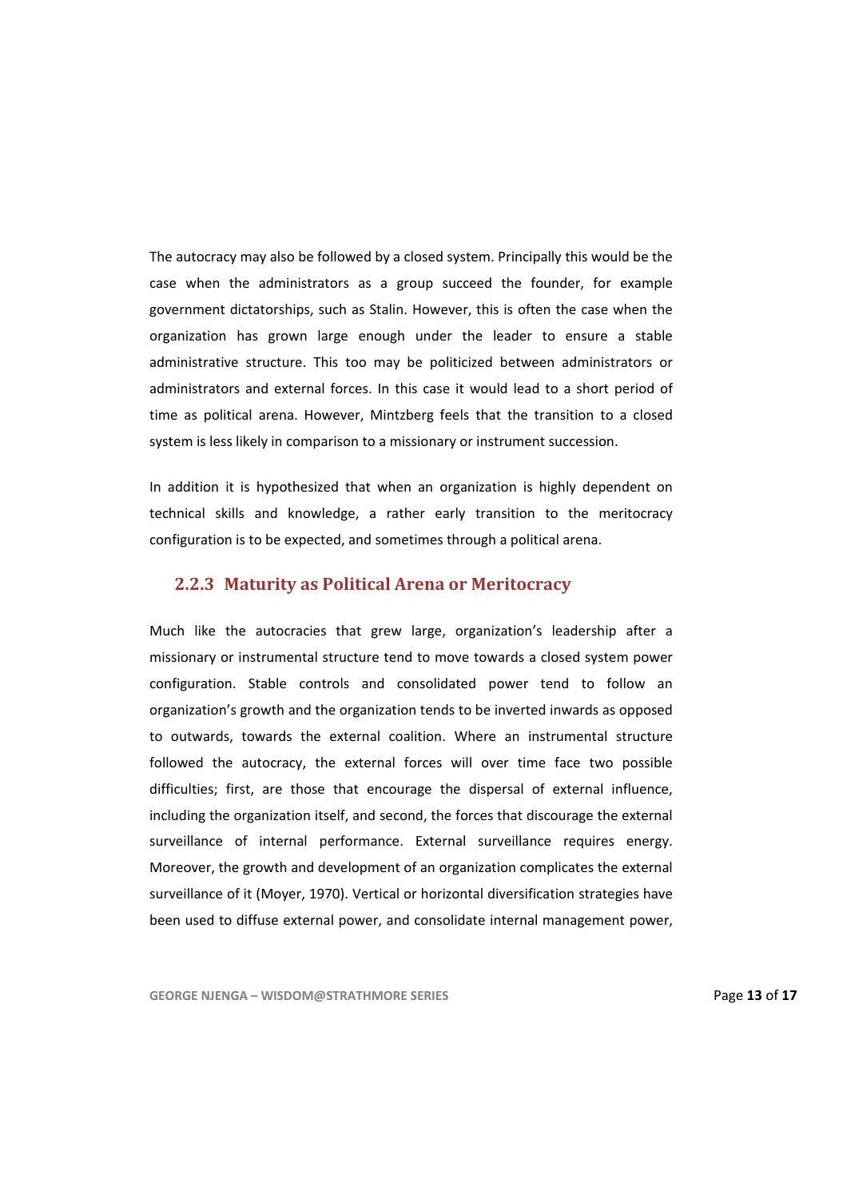The autocracy may also be followed by a closed system. Principally this would be the case when the administrators as a group succeed the founder, for example government dictatorships, such as Stalin. However, this is often the case when the organization has grown large enough under the leader to ensure a stable administrative structure. This too may be politicized between administrators or administrators and external forces. In this case it would lead to a short period of time as political arena. However, Mintzberg feels that the transition to a closed system is less likely in comparison to a missionary or instrument succession.

In addition it is hypothesized that when an organization is highly dependent on technical skills and knowledge, a rather early transition to the meritocracy configuration is to be expected, and sometimes through a political arena.

### 2.2.3 Maturity as Political Arena or Meritocracy

Much like the autocracies that grew large, organization's leadership after a missionary or instrumental structure tend to move towards a closed system power configuration. Stable controls and consolidated power tend to follow an organization's growth and the organization tends to be inverted inwards as opposed to outwards, towards the external coalition. Where an instrumental structure followed the autocracy, the external forces will over time face two possible difficulties; first, are those that encourage the dispersal of external influence, including the organization itself, and second, the forces that discourage the external surveillance of internal performance. External surveillance requires energy. Moreover, the growth and development of an organization complicates the external surveillance of it (Moyer, 1970). Vertical or horizontal diversification strategies have been used to diffuse external power, and consolidate internal management power,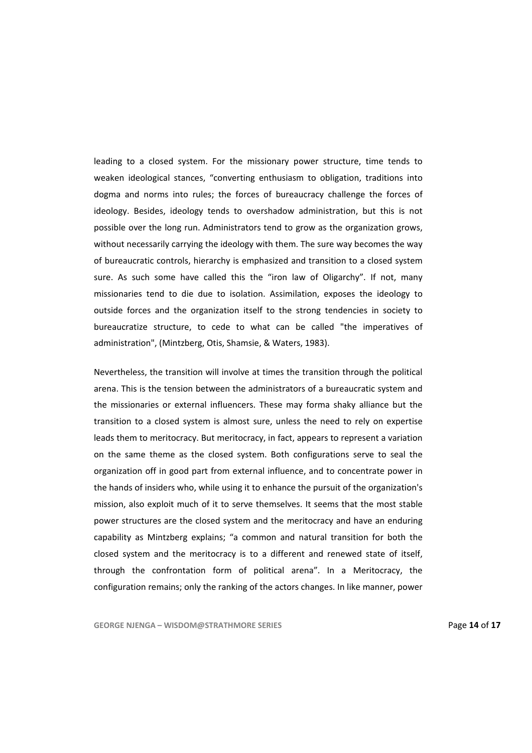leading to a closed system. For the missionary power structure, time tends to weaken ideological stances, “converting enthusiasm to obligation, traditions into dogma and norms into rules; the forces of bureaucracy challenge the forces of ideology. Besides, ideology tends to overshadow administration, but this is not possible over the long run. Administrators tend to grow as the organization grows, without necessarily carrying the ideology with them. The sure way becomes the way of bureaucratic controls, hierarchy is emphasized and transition to a closed system sure. As such some have called this the “iron law of Oligarchy”. If not, many missionaries tend to die due to isolation. Assimilation, exposes the ideology to outside forces and the organization itself to the strong tendencies in society to bureaucratize structure, to cede to what can be called "the imperatives of administration", (Mintzberg, Otis, Shamsie, & Waters, 1983).

Nevertheless, the transition will involve at times the transition through the political arena. This is the tension between the administrators of a bureaucratic system and the missionaries or external influencers. These may forma shaky alliance but the transition to a closed system is almost sure, unless the need to rely on expertise leads them to meritocracy. But meritocracy, in fact, appears to represent a variation on the same theme as the closed system. Both configurations serve to seal the organization off in good part from external influence, and to concentrate power in the hands of insiders who, while using it to enhance the pursuit of the organization's mission, also exploit much of it to serve themselves. It seems that the most stable power structures are the closed system and the meritocracy and have an enduring capability as Mintzberg explains; “a common and natural transition for both the closed system and the meritocracy is to a different and renewed state of itself, through the confrontation form of political arena”. In a Meritocracy, the configuration remains; only the ranking of the actors changes. In like manner, power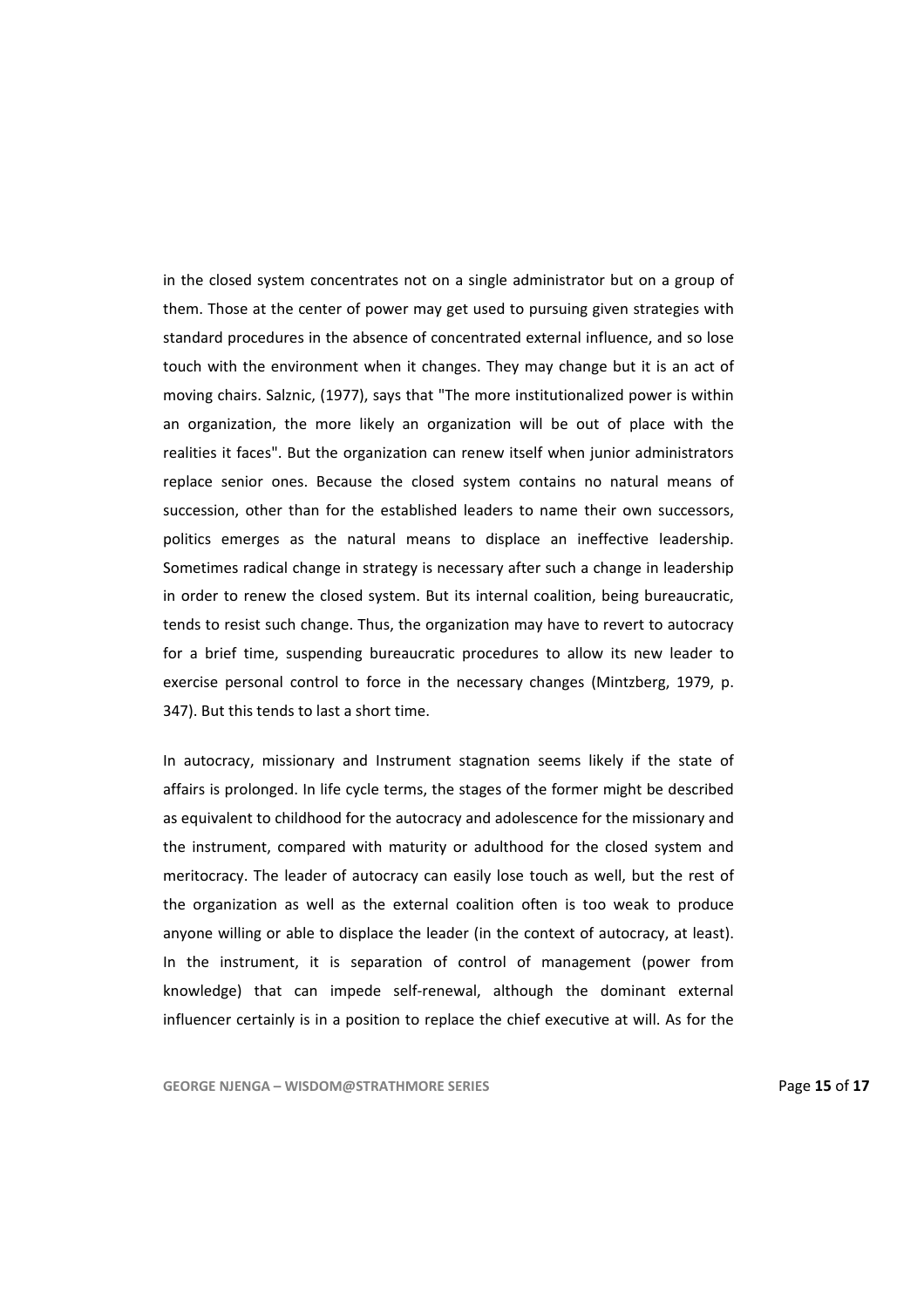in the closed system concentrates not on a single administrator but on a group of them. Those at the center of power may get used to pursuing given strategies with standard procedures in the absence of concentrated external influence, and so lose touch with the environment when it changes. They may change but it is an act of moving chairs. Salznic, (1977), says that "The more institutionalized power is within an organization, the more likely an organization will be out of place with the realities it faces". But the organization can renew itself when junior administrators replace senior ones. Because the closed system contains no natural means of succession, other than for the established leaders to name their own successors, politics emerges as the natural means to displace an ineffective leadership. Sometimes radical change in strategy is necessary after such a change in leadership in order to renew the closed system. But its internal coalition, being bureaucratic, tends to resist such change. Thus, the organization may have to revert to autocracy for a brief time, suspending bureaucratic procedures to allow its new leader to exercise personal control to force in the necessary changes (Mintzberg, 1979, p. 347). But this tends to last a short time.

In autocracy, missionary and Instrument stagnation seems likely if the state of affairs is prolonged. In life cycle terms, the stages of the former might be described as equivalent to childhood for the autocracy and adolescence for the missionary and the instrument, compared with maturity or adulthood for the closed system and meritocracy. The leader of autocracy can easily lose touch as well, but the rest of the organization as well as the external coalition often is too weak to produce anyone willing or able to displace the leader (in the context of autocracy, at least). In the instrument, it is separation of control of management (power from knowledge) that can impede self-renewal, although the dominant external influencer certainly is in a position to replace the chief executive at will. As for the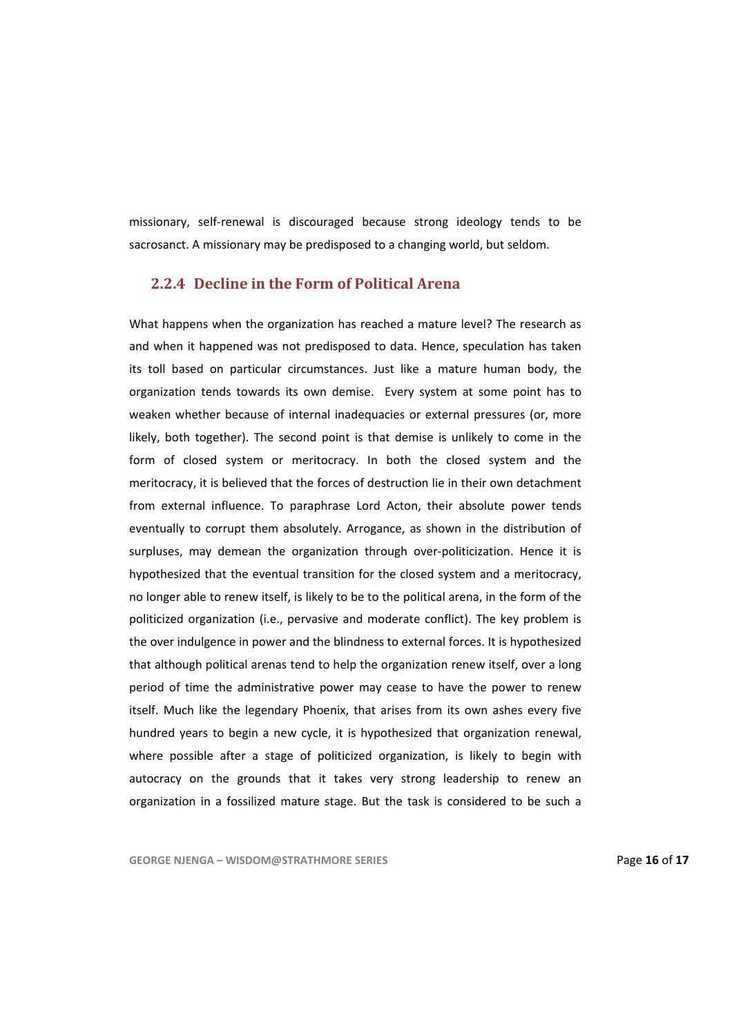missionary, self-renewal is discouraged because strong ideology tends to be sacrosanct. A missionary may be predisposed to a changing world, but seldom.

### 2.2.4 Decline in the Form of Political Arena

What happens when the organization has reached a mature level? The research as and when it happened was not predisposed to data. Hence, speculation has taken its toll based on particular circumstances. Just like a mature human body, the organization tends towards its own demise. Every system at some point has to weaken whether because of internal inadequacies or external pressures (or, more likely, both together). The second point is that demise is unlikely to come in the form of closed system or meritocracy. In both the closed system and the meritocracy, it is believed that the forces of destruction lie in their own detachment from external influence. To paraphrase Lord Acton, their absolute power tends eventually to corrupt them absolutely. Arrogance, as shown in the distribution of surpluses, may demean the organization through over-politicization. Hence it is hypothesized that the eventual transition for the closed system and a meritocracy, no longer able to renew itself, is likely to be to the political arena, in the form of the politicized organization (i.e., pervasive and moderate conflict). The key problem is the over indulgence in power and the blindness to external forces. It is hypothesized that although political arenas tend to help the organization renew itself, over a long period of time the administrative power may cease to have the power to renew itself. Much like the legendary Phoenix, that arises from its own ashes every five hundred years to begin a new cycle, it is hypothesized that organization renewal, where possible after a stage of politicized organization, is likely to begin with autocracy on the grounds that it takes very strong leadership to renew an organization in a fossilized mature stage. But the task is considered to be such a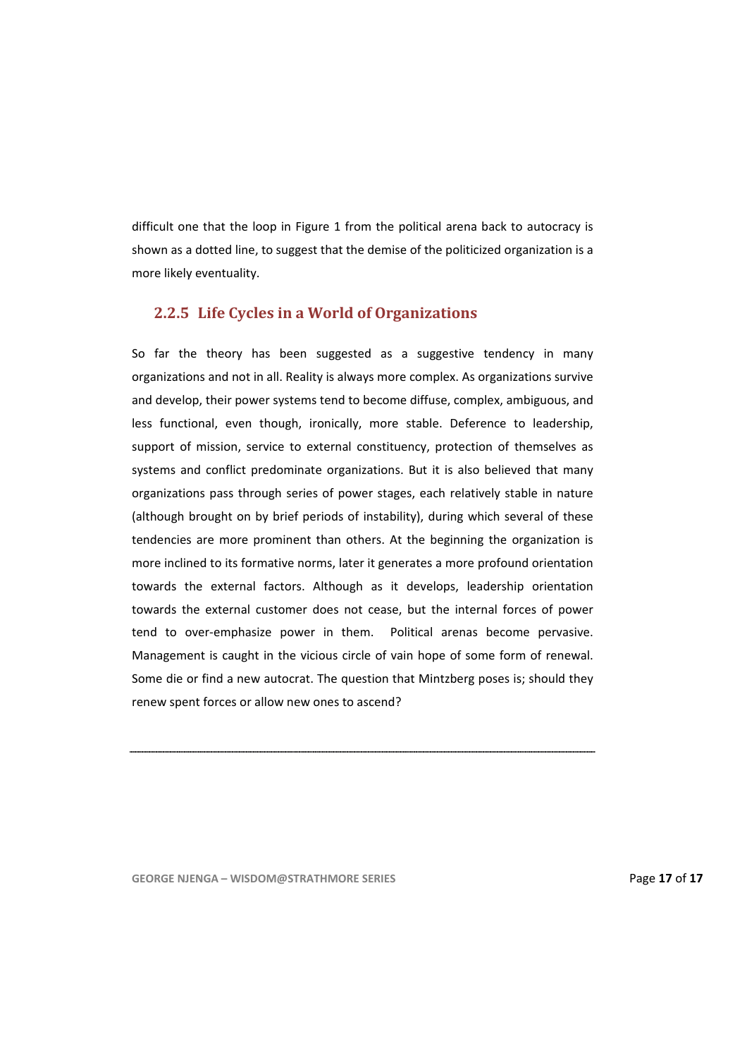difficult one that the loop in Figure 1 from the political arena back to autocracy is shown as a dotted line, to suggest that the demise of the politicized organization is a more likely eventuality.

### 2.2.5 Life Cycles in a World of Organizations

So far the theory has been suggested as a suggestive tendency in many organizations and not in all. Reality is always more complex. As organizations survive and develop, their power systems tend to become diffuse, complex, ambiguous, and less functional, even though, ironically, more stable. Deference to leadership, support of mission, service to external constituency, protection of themselves as systems and conflict predominate organizations. But it is also believed that many organizations pass through series of power stages, each relatively stable in nature (although brought on by brief periods of instability), during which several of these tendencies are more prominent than others. At the beginning the organization is more inclined to its formative norms, later it generates a more profound orientation towards the external factors. Although as it develops, leadership orientation towards the external customer does not cease, but the internal forces of power tend to over-emphasize power in them. Political arenas become pervasive. Management is caught in the vicious circle of vain hope of some form of renewal. Some die or find a new autocrat. The question that Mintzberg poses is; should they renew spent forces or allow new ones to ascend?

---